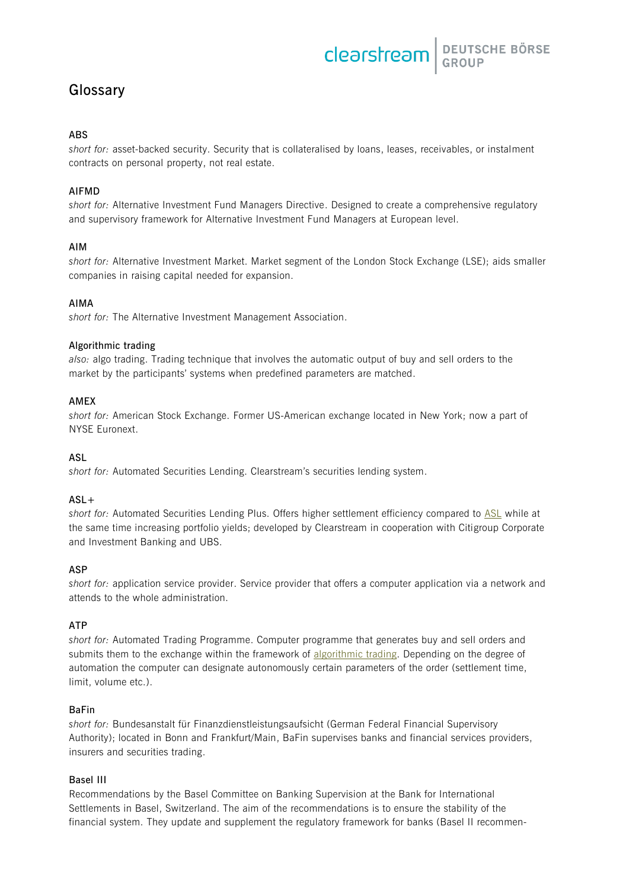# Glossary

### ABS
*short for:* asset-backed security. Security that is collateralised by loans, leases, receivables, or instalment contracts on personal property, not real estate.

### AIFMD
*short for:* Alternative Investment Fund Managers Directive. Designed to create a comprehensive regulatory and supervisory framework for Alternative Investment Fund Managers at European level.

### AIM
*short for:* Alternative Investment Market. Market segment of the London Stock Exchange (LSE); aids smaller companies in raising capital needed for expansion.

### AIMA
*short for:* The Alternative Investment Management Association.

### Algorithmic trading
*also:* algo trading. Trading technique that involves the automatic output of buy and sell orders to the market by the participants' systems when predefined parameters are matched.

### AMEX
*short for:* American Stock Exchange. Former US-American exchange located in New York; now a part of NYSE Euronext.

### ASL
*short for:* Automated Securities Lending. Clearstream's securities lending system.

### ASL+
*short for:* Automated Securities Lending Plus. Offers higher settlement efficiency compared to ASL while at the same time increasing portfolio yields; developed by Clearstream in cooperation with Citigroup Corporate and Investment Banking and UBS.

### ASP
*short for:* application service provider. Service provider that offers a computer application via a network and attends to the whole administration.

### ATP
*short for:* Automated Trading Programme. Computer programme that generates buy and sell orders and submits them to the exchange within the framework of algorithmic trading. Depending on the degree of automation the computer can designate autonomously certain parameters of the order (settlement time, limit, volume etc.).

### BaFin
*short for:* Bundesanstalt für Finanzdienstleistungsaufsicht (German Federal Financial Supervisory Authority); located in Bonn and Frankfurt/Main, BaFin supervises banks and financial services providers, insurers and securities trading.

### Basel III
Recommendations by the Basel Committee on Banking Supervision at the Bank for International Settlements in Basel, Switzerland. The aim of the recommendations is to ensure the stability of the financial system. They update and supplement the regulatory framework for banks (Basel II recommen-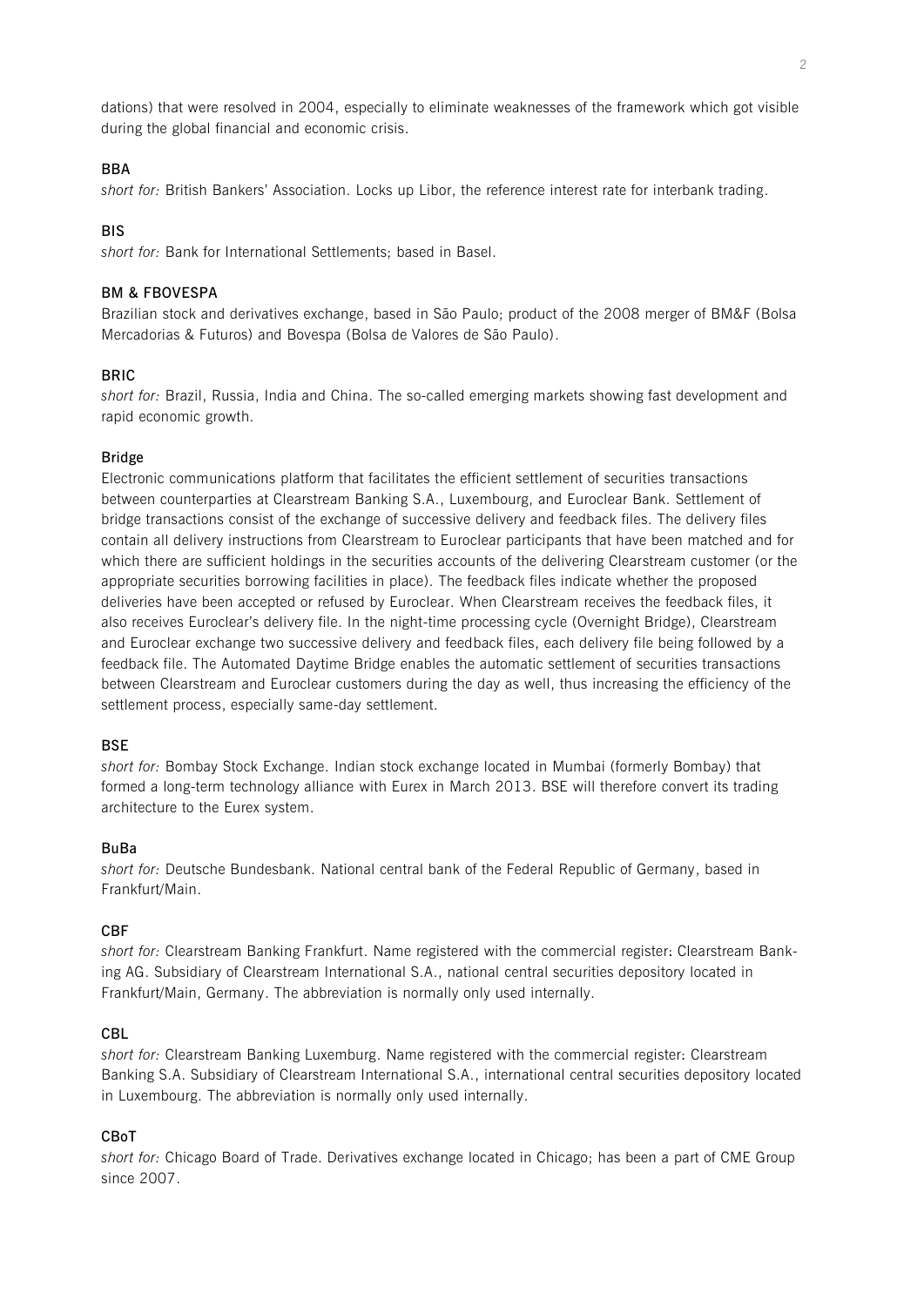dations) that were resolved in 2004, especially to eliminate weaknesses of the framework which got visible during the global financial and economic crisis.

### BBA

*short for:* British Bankers' Association. Locks up Libor, the reference interest rate for interbank trading.

### BIS

*short for:* Bank for International Settlements; based in Basel.

### BM & FBOVESPA

Brazilian stock and derivatives exchange, based in São Paulo; product of the 2008 merger of BM&F (Bolsa Mercadorias & Futuros) and Bovespa (Bolsa de Valores de São Paulo).

### BRIC

*short for:* Brazil, Russia, India and China. The so-called emerging markets showing fast development and rapid economic growth.

### Bridge

Electronic communications platform that facilitates the efficient settlement of securities transactions between counterparties at Clearstream Banking S.A., Luxembourg, and Euroclear Bank. Settlement of bridge transactions consist of the exchange of successive delivery and feedback files. The delivery files contain all delivery instructions from Clearstream to Euroclear participants that have been matched and for which there are sufficient holdings in the securities accounts of the delivering Clearstream customer (or the appropriate securities borrowing facilities in place). The feedback files indicate whether the proposed deliveries have been accepted or refused by Euroclear. When Clearstream receives the feedback files, it also receives Euroclear's delivery file. In the night-time processing cycle (Overnight Bridge), Clearstream and Euroclear exchange two successive delivery and feedback files, each delivery file being followed by a feedback file. The Automated Daytime Bridge enables the automatic settlement of securities transactions between Clearstream and Euroclear customers during the day as well, thus increasing the efficiency of the settlement process, especially same-day settlement.

### BSE

*short for:* Bombay Stock Exchange. Indian stock exchange located in Mumbai (formerly Bombay) that formed a long-term technology alliance with Eurex in March 2013. BSE will therefore convert its trading architecture to the Eurex system.

### BuBa

*short for:* Deutsche Bundesbank. National central bank of the Federal Republic of Germany, based in Frankfurt/Main.

### CBF

*short for:* Clearstream Banking Frankfurt. Name registered with the commercial register: Clearstream Banking AG. Subsidiary of Clearstream International S.A., national central securities depository located in Frankfurt/Main, Germany. The abbreviation is normally only used internally.

### CBL

*short for:* Clearstream Banking Luxemburg. Name registered with the commercial register: Clearstream Banking S.A. Subsidiary of Clearstream International S.A., international central securities depository located in Luxembourg. The abbreviation is normally only used internally.

### CBoT

*short for:* Chicago Board of Trade. Derivatives exchange located in Chicago; has been a part of CME Group since 2007.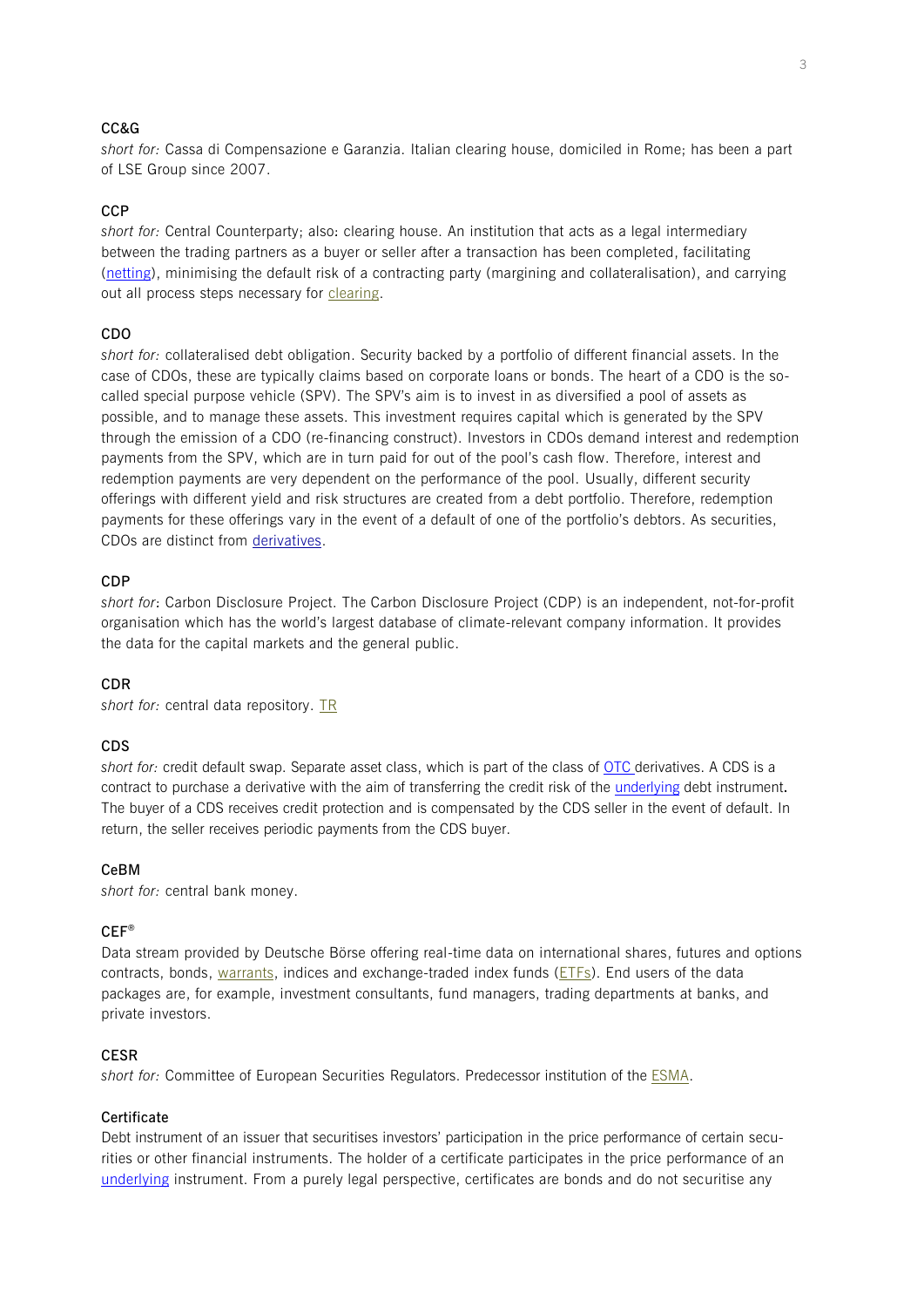**CC&G**
*short for:* Cassa di Compensazione e Garanzia. Italian clearing house, domiciled in Rome; has been a part of LSE Group since 2007.

**CCP**
*short for:* Central Counterparty; also: clearing house. An institution that acts as a legal intermediary between the trading partners as a buyer or seller after a transaction has been completed, facilitating (netting), minimising the default risk of a contracting party (margining and collateralisation), and carrying out all process steps necessary for clearing.

**CDO**
*short for:* collateralised debt obligation. Security backed by a portfolio of different financial assets. In the case of CDOs, these are typically claims based on corporate loans or bonds. The heart of a CDO is the so-called special purpose vehicle (SPV). The SPV's aim is to invest in as diversified a pool of assets as possible, and to manage these assets. This investment requires capital which is generated by the SPV through the emission of a CDO (re-financing construct). Investors in CDOs demand interest and redemption payments from the SPV, which are in turn paid for out of the pool's cash flow. Therefore, interest and redemption payments are very dependent on the performance of the pool. Usually, different security offerings with different yield and risk structures are created from a debt portfolio. Therefore, redemption payments for these offerings vary in the event of a default of one of the portfolio's debtors. As securities, CDOs are distinct from derivatives.

**CDP**
*short for*: Carbon Disclosure Project. The Carbon Disclosure Project (CDP) is an independent, not-for-profit organisation which has the world's largest database of climate-relevant company information. It provides the data for the capital markets and the general public.

**CDR**
*short for:* central data repository. TR

**CDS**
*short for:* credit default swap. Separate asset class, which is part of the class of OTC derivatives. A CDS is a contract to purchase a derivative with the aim of transferring the credit risk of the underlying debt instrument. The buyer of a CDS receives credit protection and is compensated by the CDS seller in the event of default. In return, the seller receives periodic payments from the CDS buyer.

**CeBM**
*short for:* central bank money.

**CEF®**
Data stream provided by Deutsche Börse offering real-time data on international shares, futures and options contracts, bonds, warrants, indices and exchange-traded index funds (ETFs). End users of the data packages are, for example, investment consultants, fund managers, trading departments at banks, and private investors.

**CESR**
*short for:* Committee of European Securities Regulators. Predecessor institution of the ESMA.

**Certificate**
Debt instrument of an issuer that securitises investors' participation in the price performance of certain securities or other financial instruments. The holder of a certificate participates in the price performance of an underlying instrument. From a purely legal perspective, certificates are bonds and do not securitise any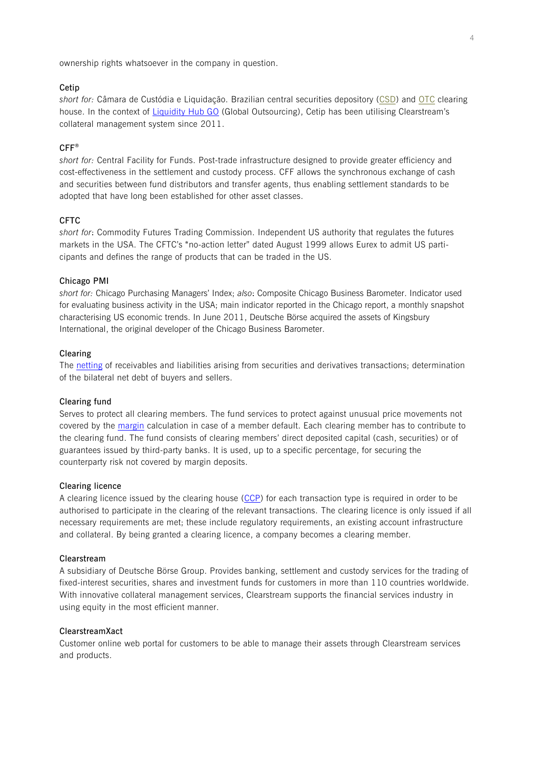ownership rights whatsoever in the company in question.

### Cetip

*short for:* Câmara de Custódia e Liquidação. Brazilian central securities depository (CSD) and OTC clearing house. In the context of Liquidity Hub GO (Global Outsourcing), Cetip has been utilising Clearstream's collateral management system since 2011.

### CFF®

*short for:* Central Facility for Funds. Post-trade infrastructure designed to provide greater efficiency and cost-effectiveness in the settlement and custody process. CFF allows the synchronous exchange of cash and securities between fund distributors and transfer agents, thus enabling settlement standards to be adopted that have long been established for other asset classes.

### CFTC

*short for*: Commodity Futures Trading Commission. Independent US authority that regulates the futures markets in the USA. The CFTC's "no-action letter" dated August 1999 allows Eurex to admit US participants and defines the range of products that can be traded in the US.

### Chicago PMI

*short for:* Chicago Purchasing Managers' Index; *also*: Composite Chicago Business Barometer. Indicator used for evaluating business activity in the USA; main indicator reported in the Chicago report, a monthly snapshot characterising US economic trends. In June 2011, Deutsche Börse acquired the assets of Kingsbury International, the original developer of the Chicago Business Barometer.

### Clearing

The netting of receivables and liabilities arising from securities and derivatives transactions; determination of the bilateral net debt of buyers and sellers.

### Clearing fund

Serves to protect all clearing members. The fund services to protect against unusual price movements not covered by the margin calculation in case of a member default. Each clearing member has to contribute to the clearing fund. The fund consists of clearing members' direct deposited capital (cash, securities) or of guarantees issued by third-party banks. It is used, up to a specific percentage, for securing the counterparty risk not covered by margin deposits.

### Clearing licence

A clearing licence issued by the clearing house (CCP) for each transaction type is required in order to be authorised to participate in the clearing of the relevant transactions. The clearing licence is only issued if all necessary requirements are met; these include regulatory requirements, an existing account infrastructure and collateral. By being granted a clearing licence, a company becomes a clearing member.

### Clearstream

A subsidiary of Deutsche Börse Group. Provides banking, settlement and custody services for the trading of fixed-interest securities, shares and investment funds for customers in more than 110 countries worldwide. With innovative collateral management services, Clearstream supports the financial services industry in using equity in the most efficient manner.

### ClearstreamXact

Customer online web portal for customers to be able to manage their assets through Clearstream services and products.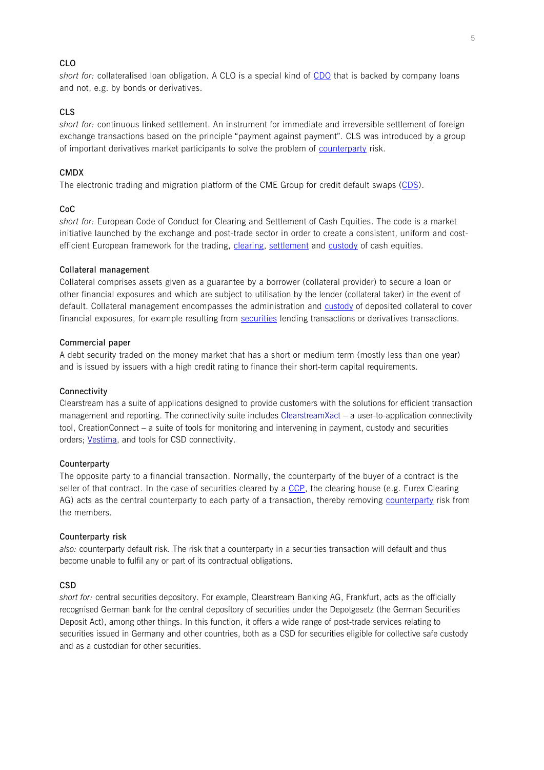### CLO

*short for:* collateralised loan obligation. A CLO is a special kind of CDO that is backed by company loans and not, e.g. by bonds or derivatives.

### CLS

*short for:* continuous linked settlement. An instrument for immediate and irreversible settlement of foreign exchange transactions based on the principle "payment against payment". CLS was introduced by a group of important derivatives market participants to solve the problem of counterparty risk.

### CMDX

The electronic trading and migration platform of the CME Group for credit default swaps (CDS).

### CoC

*short for:* European Code of Conduct for Clearing and Settlement of Cash Equities. The code is a market initiative launched by the exchange and post-trade sector in order to create a consistent, uniform and cost-efficient European framework for the trading, clearing, settlement and custody of cash equities.

### Collateral management

Collateral comprises assets given as a guarantee by a borrower (collateral provider) to secure a loan or other financial exposures and which are subject to utilisation by the lender (collateral taker) in the event of default. Collateral management encompasses the administration and custody of deposited collateral to cover financial exposures, for example resulting from securities lending transactions or derivatives transactions.

### Commercial paper

A debt security traded on the money market that has a short or medium term (mostly less than one year) and is issued by issuers with a high credit rating to finance their short-term capital requirements.

### Connectivity

Clearstream has a suite of applications designed to provide customers with the solutions for efficient transaction management and reporting. The connectivity suite includes ClearstreamXact – a user-to-application connectivity tool, CreationConnect – a suite of tools for monitoring and intervening in payment, custody and securities orders; Vestima, and tools for CSD connectivity.

### Counterparty

The opposite party to a financial transaction. Normally, the counterparty of the buyer of a contract is the seller of that contract. In the case of securities cleared by a CCP, the clearing house (e.g. Eurex Clearing AG) acts as the central counterparty to each party of a transaction, thereby removing counterparty risk from the members.

### Counterparty risk

*also:* counterparty default risk. The risk that a counterparty in a securities transaction will default and thus become unable to fulfil any or part of its contractual obligations.

### CSD

*short for:* central securities depository. For example, Clearstream Banking AG, Frankfurt, acts as the officially recognised German bank for the central depository of securities under the Depotgesetz (the German Securities Deposit Act), among other things. In this function, it offers a wide range of post-trade services relating to securities issued in Germany and other countries, both as a CSD for securities eligible for collective safe custody and as a custodian for other securities.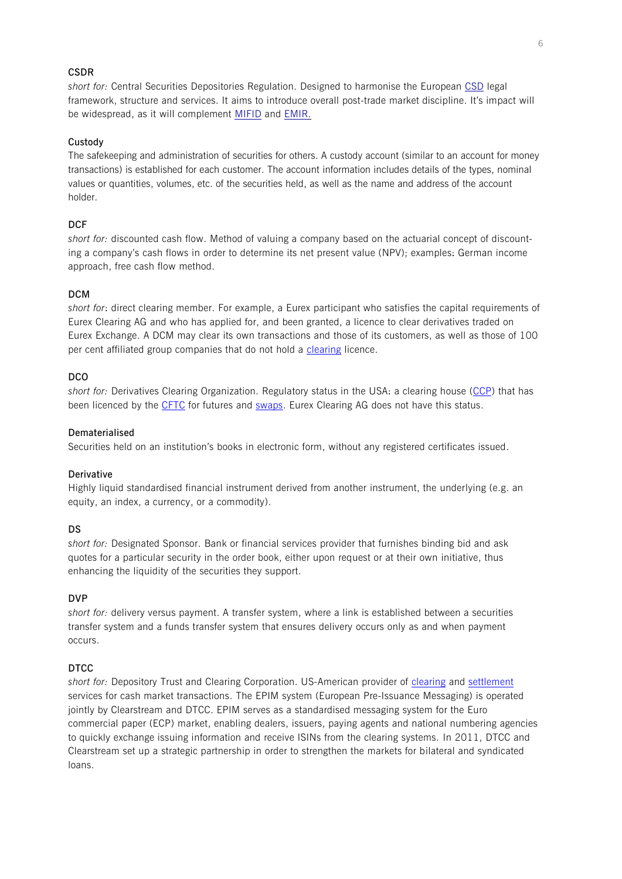**CSDR**

*short for:* Central Securities Depositories Regulation. Designed to harmonise the European CSD legal framework, structure and services. It aims to introduce overall post-trade market discipline. It's impact will be widespread, as it will complement MIFID and EMIR.

**Custody**

The safekeeping and administration of securities for others. A custody account (similar to an account for money transactions) is established for each customer. The account information includes details of the types, nominal values or quantities, volumes, etc. of the securities held, as well as the name and address of the account holder.

**DCF**

*short for:* discounted cash flow. Method of valuing a company based on the actuarial concept of discounting a company's cash flows in order to determine its net present value (NPV); examples: German income approach, free cash flow method.

**DCM**

*short for*: direct clearing member. For example, a Eurex participant who satisfies the capital requirements of Eurex Clearing AG and who has applied for, and been granted, a licence to clear derivatives traded on Eurex Exchange. A DCM may clear its own transactions and those of its customers, as well as those of 100 per cent affiliated group companies that do not hold a clearing licence.

**DCO**

*short for:* Derivatives Clearing Organization. Regulatory status in the USA: a clearing house (CCP) that has been licenced by the CFTC for futures and swaps. Eurex Clearing AG does not have this status.

**Dematerialised**

Securities held on an institution's books in electronic form, without any registered certificates issued.

**Derivative**

Highly liquid standardised financial instrument derived from another instrument, the underlying (e.g. an equity, an index, a currency, or a commodity).

**DS**

*short for:* Designated Sponsor. Bank or financial services provider that furnishes binding bid and ask quotes for a particular security in the order book, either upon request or at their own initiative, thus enhancing the liquidity of the securities they support.

**DVP**

*short for:* delivery versus payment. A transfer system, where a link is established between a securities transfer system and a funds transfer system that ensures delivery occurs only as and when payment occurs.

**DTCC**

*short for:* Depository Trust and Clearing Corporation. US-American provider of clearing and settlement services for cash market transactions. The EPIM system (European Pre-Issuance Messaging) is operated jointly by Clearstream and DTCC. EPIM serves as a standardised messaging system for the Euro commercial paper (ECP) market, enabling dealers, issuers, paying agents and national numbering agencies to quickly exchange issuing information and receive ISINs from the clearing systems. In 2011, DTCC and Clearstream set up a strategic partnership in order to strengthen the markets for bilateral and syndicated loans.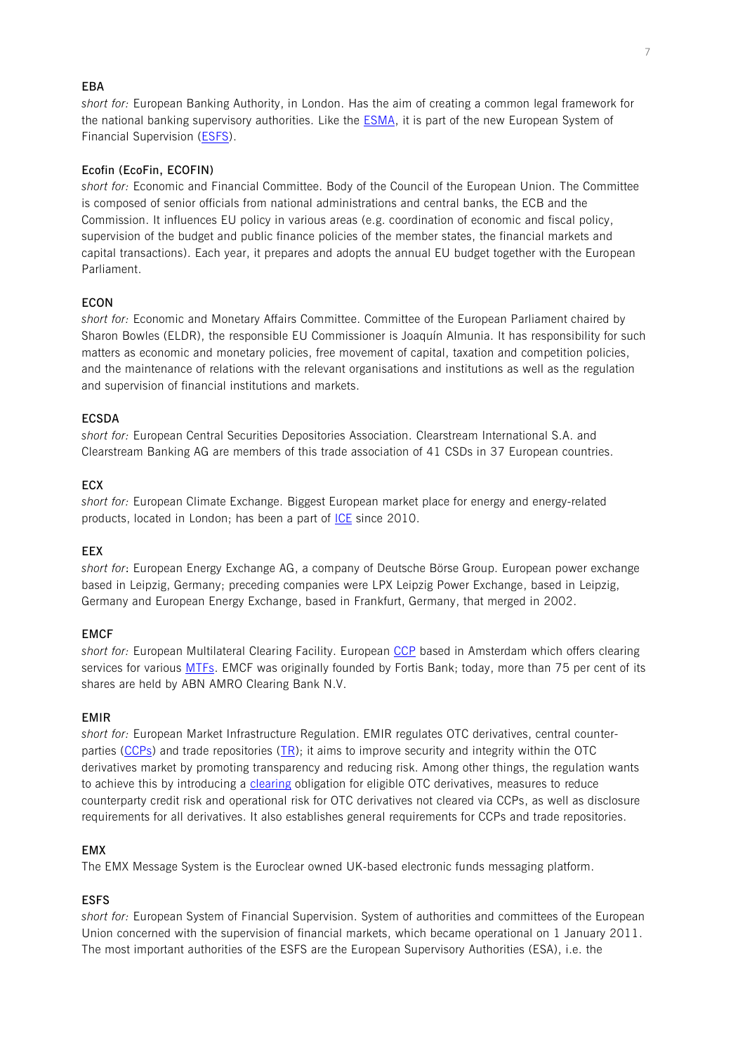**EBA**

*short for:* European Banking Authority, in London. Has the aim of creating a common legal framework for the national banking supervisory authorities. Like the ESMA, it is part of the new European System of Financial Supervision (ESFS).

**Ecofin (EcoFin, ECOFIN)**

*short for:* Economic and Financial Committee. Body of the Council of the European Union. The Committee is composed of senior officials from national administrations and central banks, the ECB and the Commission. It influences EU policy in various areas (e.g. coordination of economic and fiscal policy, supervision of the budget and public finance policies of the member states, the financial markets and capital transactions). Each year, it prepares and adopts the annual EU budget together with the European Parliament.

**ECON**

*short for:* Economic and Monetary Affairs Committee. Committee of the European Parliament chaired by Sharon Bowles (ELDR), the responsible EU Commissioner is Joaquín Almunia. It has responsibility for such matters as economic and monetary policies, free movement of capital, taxation and competition policies, and the maintenance of relations with the relevant organisations and institutions as well as the regulation and supervision of financial institutions and markets.

**ECSDA**

*short for:* European Central Securities Depositories Association. Clearstream International S.A. and Clearstream Banking AG are members of this trade association of 41 CSDs in 37 European countries.

**ECX**

*short for:* European Climate Exchange. Biggest European market place for energy and energy-related products, located in London; has been a part of ICE since 2010.

**EEX**

*short for*: European Energy Exchange AG, a company of Deutsche Börse Group. European power exchange based in Leipzig, Germany; preceding companies were LPX Leipzig Power Exchange, based in Leipzig, Germany and European Energy Exchange, based in Frankfurt, Germany, that merged in 2002.

**EMCF**

*short for:* European Multilateral Clearing Facility. European CCP based in Amsterdam which offers clearing services for various MTFs. EMCF was originally founded by Fortis Bank; today, more than 75 per cent of its shares are held by ABN AMRO Clearing Bank N.V.

**EMIR**

*short for:* European Market Infrastructure Regulation. EMIR regulates OTC derivatives, central counter-parties (CCPs) and trade repositories (TR); it aims to improve security and integrity within the OTC derivatives market by promoting transparency and reducing risk. Among other things, the regulation wants to achieve this by introducing a clearing obligation for eligible OTC derivatives, measures to reduce counterparty credit risk and operational risk for OTC derivatives not cleared via CCPs, as well as disclosure requirements for all derivatives. It also establishes general requirements for CCPs and trade repositories.

**EMX**

The EMX Message System is the Euroclear owned UK-based electronic funds messaging platform.

**ESFS**

*short for:* European System of Financial Supervision. System of authorities and committees of the European Union concerned with the supervision of financial markets, which became operational on 1 January 2011. The most important authorities of the ESFS are the European Supervisory Authorities (ESA), i.e. the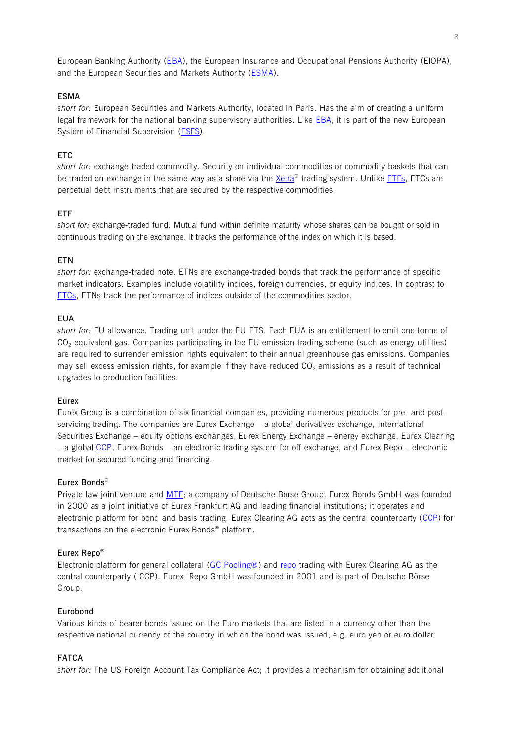European Banking Authority (EBA), the European Insurance and Occupational Pensions Authority (EIOPA), and the European Securities and Markets Authority (ESMA).

**ESMA**

*short for:* European Securities and Markets Authority, located in Paris. Has the aim of creating a uniform legal framework for the national banking supervisory authorities. Like EBA, it is part of the new European System of Financial Supervision (ESFS).

**ETC**

*short for:* exchange-traded commodity. Security on individual commodities or commodity baskets that can be traded on-exchange in the same way as a share via the Xetra® trading system. Unlike ETFs, ETCs are perpetual debt instruments that are secured by the respective commodities.

**ETF**

*short for:* exchange-traded fund. Mutual fund within definite maturity whose shares can be bought or sold in continuous trading on the exchange. It tracks the performance of the index on which it is based.

**ETN**

*short for:* exchange-traded note. ETNs are exchange-traded bonds that track the performance of specific market indicators. Examples include volatility indices, foreign currencies, or equity indices. In contrast to ETCs, ETNs track the performance of indices outside of the commodities sector.

**EUA**

*short for:* EU allowance. Trading unit under the EU ETS. Each EUA is an entitlement to emit one tonne of $CO_2$-equivalent gas. Companies participating in the EU emission trading scheme (such as energy utilities) are required to surrender emission rights equivalent to their annual greenhouse gas emissions. Companies may sell excess emission rights, for example if they have reduced $CO_2$ emissions as a result of technical upgrades to production facilities.

**Eurex**

Eurex Group is a combination of six financial companies, providing numerous products for pre- and post-servicing trading. The companies are Eurex Exchange – a global derivatives exchange, International Securities Exchange – equity options exchanges, Eurex Energy Exchange – energy exchange, Eurex Clearing – a global CCP, Eurex Bonds – an electronic trading system for off-exchange, and Eurex Repo – electronic market for secured funding and financing.

**Eurex Bonds®**

Private law joint venture and MTF; a company of Deutsche Börse Group. Eurex Bonds GmbH was founded in 2000 as a joint initiative of Eurex Frankfurt AG and leading financial institutions; it operates and electronic platform for bond and basis trading. Eurex Clearing AG acts as the central counterparty (CCP) for transactions on the electronic Eurex Bonds® platform.

**Eurex Repo®**

Electronic platform for general collateral (GC Pooling®) and repo trading with Eurex Clearing AG as the central counterparty ( CCP). Eurex  Repo GmbH was founded in 2001 and is part of Deutsche Börse Group.

**Eurobond**

Various kinds of bearer bonds issued on the Euro markets that are listed in a currency other than the respective national currency of the country in which the bond was issued, e.g. euro yen or euro dollar.

**FATCA**

*short for*: The US Foreign Account Tax Compliance Act; it provides a mechanism for obtaining additional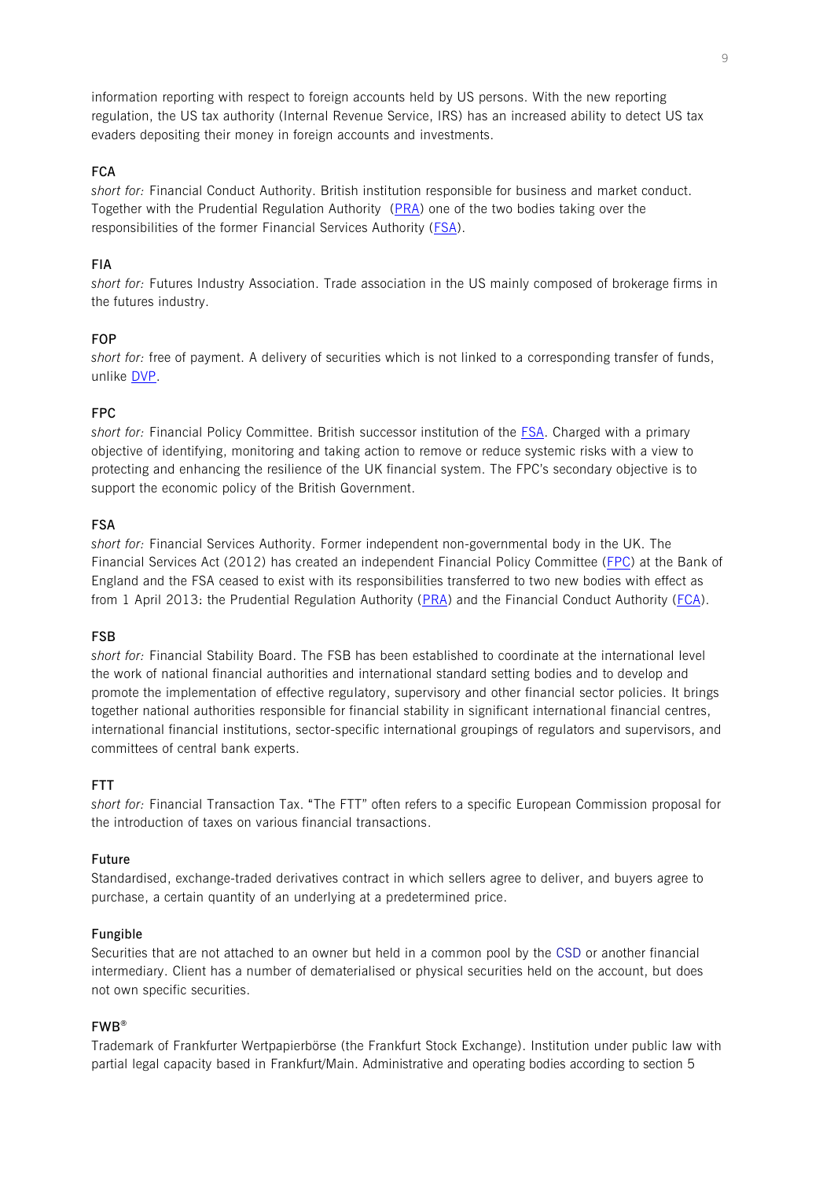information reporting with respect to foreign accounts held by US persons. With the new reporting regulation, the US tax authority (Internal Revenue Service, IRS) has an increased ability to detect US tax evaders depositing their money in foreign accounts and investments.

### FCA

*short for:* Financial Conduct Authority. British institution responsible for business and market conduct. Together with the Prudential Regulation Authority (PRA) one of the two bodies taking over the responsibilities of the former Financial Services Authority (FSA).

### FIA

*short for:* Futures Industry Association. Trade association in the US mainly composed of brokerage firms in the futures industry.

### FOP

*short for:* free of payment. A delivery of securities which is not linked to a corresponding transfer of funds, unlike DVP.

### FPC

*short for:* Financial Policy Committee. British successor institution of the FSA. Charged with a primary objective of identifying, monitoring and taking action to remove or reduce systemic risks with a view to protecting and enhancing the resilience of the UK financial system. The FPC's secondary objective is to support the economic policy of the British Government.

### FSA

*short for:* Financial Services Authority. Former independent non-governmental body in the UK. The Financial Services Act (2012) has created an independent Financial Policy Committee (FPC) at the Bank of England and the FSA ceased to exist with its responsibilities transferred to two new bodies with effect as from 1 April 2013: the Prudential Regulation Authority (PRA) and the Financial Conduct Authority (FCA).

### FSB

*short for:* Financial Stability Board. The FSB has been established to coordinate at the international level the work of national financial authorities and international standard setting bodies and to develop and promote the implementation of effective regulatory, supervisory and other financial sector policies. It brings together national authorities responsible for financial stability in significant international financial centres, international financial institutions, sector-specific international groupings of regulators and supervisors, and committees of central bank experts.

### FTT

*short for:* Financial Transaction Tax. "The FTT" often refers to a specific European Commission proposal for the introduction of taxes on various financial transactions.

### Future

Standardised, exchange-traded derivatives contract in which sellers agree to deliver, and buyers agree to purchase, a certain quantity of an underlying at a predetermined price.

### Fungible

Securities that are not attached to an owner but held in a common pool by the CSD or another financial intermediary. Client has a number of dematerialised or physical securities held on the account, but does not own specific securities.

### FWB®

Trademark of Frankfurter Wertpapierbörse (the Frankfurt Stock Exchange). Institution under public law with partial legal capacity based in Frankfurt/Main. Administrative and operating bodies according to section 5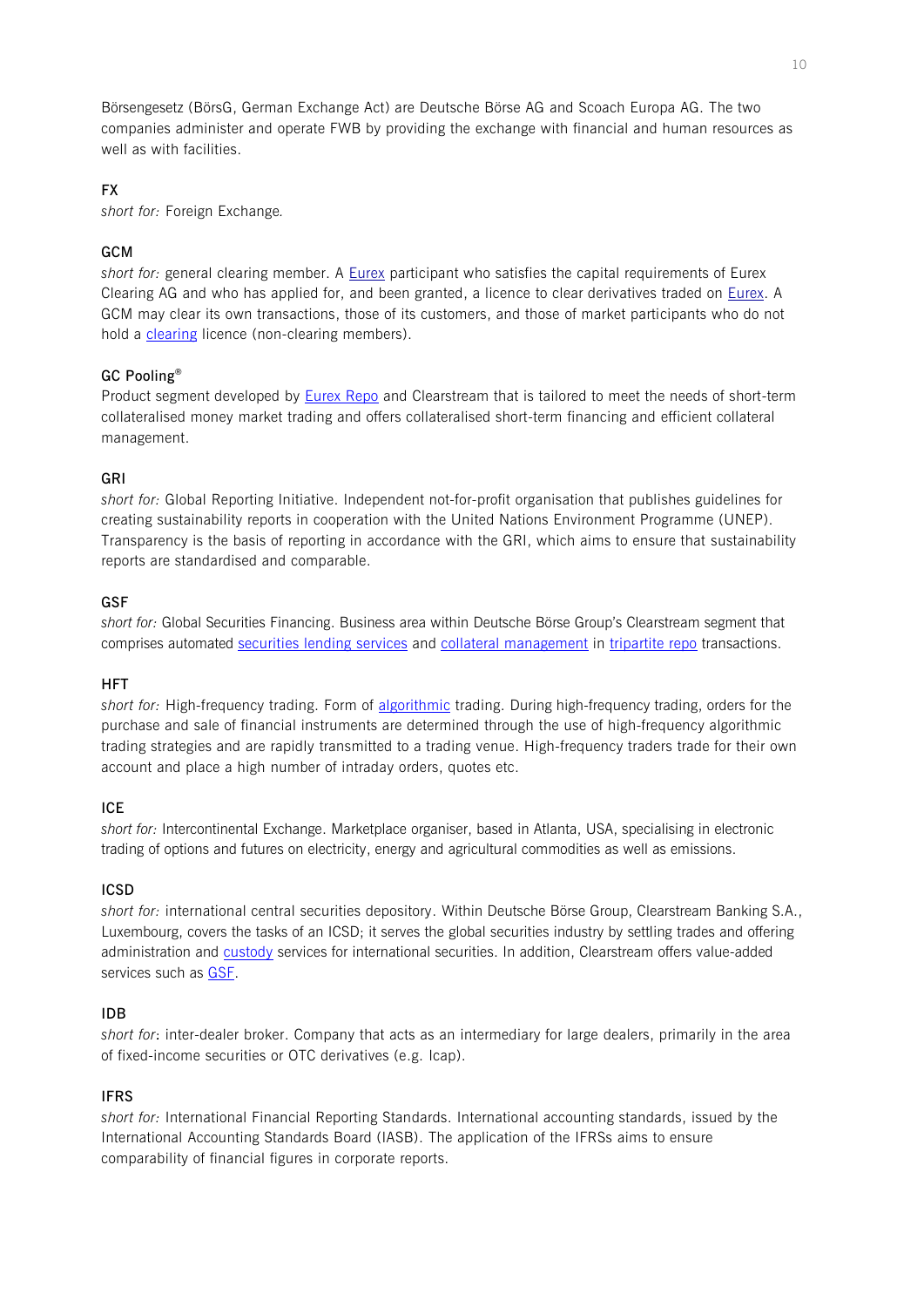Börsengesetz (BörsG, German Exchange Act) are Deutsche Börse AG and Scoach Europa AG. The two companies administer and operate FWB by providing the exchange with financial and human resources as well as with facilities.

**FX**

*short for:* Foreign Exchange.

**GCM**

*short for:* general clearing member. A Eurex participant who satisfies the capital requirements of Eurex Clearing AG and who has applied for, and been granted, a licence to clear derivatives traded on Eurex. A GCM may clear its own transactions, those of its customers, and those of market participants who do not hold a clearing licence (non-clearing members).

**GC Pooling®**

Product segment developed by Eurex Repo and Clearstream that is tailored to meet the needs of short-term collateralised money market trading and offers collateralised short-term financing and efficient collateral management.

**GRI**

*short for:* Global Reporting Initiative. Independent not-for-profit organisation that publishes guidelines for creating sustainability reports in cooperation with the United Nations Environment Programme (UNEP). Transparency is the basis of reporting in accordance with the GRI, which aims to ensure that sustainability reports are standardised and comparable.

**GSF**

*short for:* Global Securities Financing. Business area within Deutsche Börse Group's Clearstream segment that comprises automated securities lending services and collateral management in tripartite repo transactions.

**HFT**

*short for:* High-frequency trading. Form of algorithmic trading. During high-frequency trading, orders for the purchase and sale of financial instruments are determined through the use of high-frequency algorithmic trading strategies and are rapidly transmitted to a trading venue. High-frequency traders trade for their own account and place a high number of intraday orders, quotes etc.

**ICE**

*short for:* Intercontinental Exchange. Marketplace organiser, based in Atlanta, USA, specialising in electronic trading of options and futures on electricity, energy and agricultural commodities as well as emissions.

**ICSD**

*short for:* international central securities depository. Within Deutsche Börse Group, Clearstream Banking S.A., Luxembourg, covers the tasks of an ICSD; it serves the global securities industry by settling trades and offering administration and custody services for international securities. In addition, Clearstream offers value-added services such as GSF.

**IDB**

*short for*: inter-dealer broker. Company that acts as an intermediary for large dealers, primarily in the area of fixed-income securities or OTC derivatives (e.g. Icap).

**IFRS**

*short for:* International Financial Reporting Standards. International accounting standards, issued by the International Accounting Standards Board (IASB). The application of the IFRSs aims to ensure comparability of financial figures in corporate reports.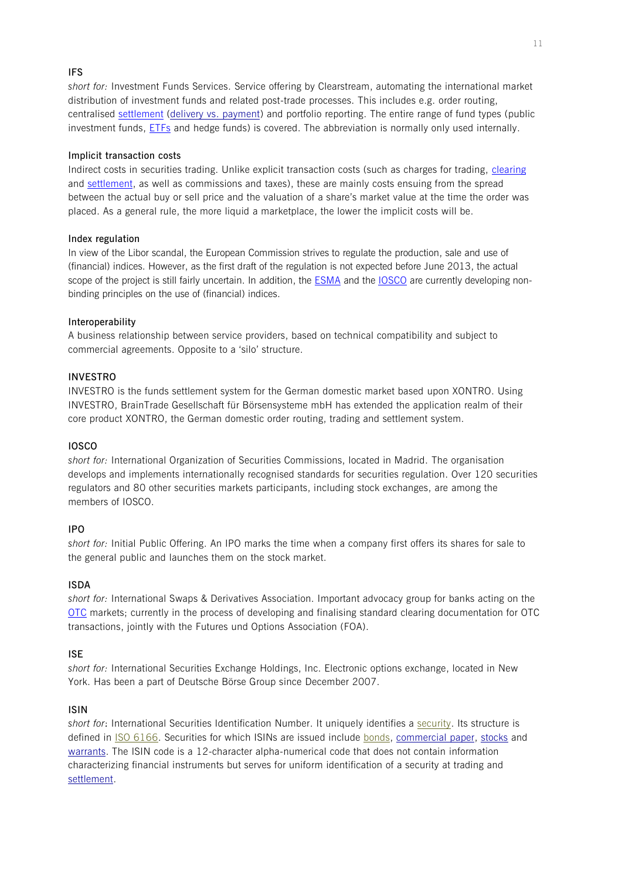**IFS**

*short for:* Investment Funds Services. Service offering by Clearstream, automating the international market distribution of investment funds and related post-trade processes. This includes e.g. order routing, centralised settlement (delivery vs. payment) and portfolio reporting. The entire range of fund types (public investment funds, ETFs and hedge funds) is covered. The abbreviation is normally only used internally.

**Implicit transaction costs**

Indirect costs in securities trading. Unlike explicit transaction costs (such as charges for trading, clearing and settlement, as well as commissions and taxes), these are mainly costs ensuing from the spread between the actual buy or sell price and the valuation of a share's market value at the time the order was placed. As a general rule, the more liquid a marketplace, the lower the implicit costs will be.

**Index regulation**

In view of the Libor scandal, the European Commission strives to regulate the production, sale and use of (financial) indices. However, as the first draft of the regulation is not expected before June 2013, the actual scope of the project is still fairly uncertain. In addition, the ESMA and the IOSCO are currently developing non-binding principles on the use of (financial) indices.

**Interoperability**

A business relationship between service providers, based on technical compatibility and subject to commercial agreements. Opposite to a 'silo' structure.

**INVESTRO**

INVESTRO is the funds settlement system for the German domestic market based upon XONTRO. Using INVESTRO, BrainTrade Gesellschaft für Börsensysteme mbH has extended the application realm of their core product XONTRO, the German domestic order routing, trading and settlement system.

**IOSCO**

*short for:* International Organization of Securities Commissions, located in Madrid. The organisation develops and implements internationally recognised standards for securities regulation. Over 120 securities regulators and 80 other securities markets participants, including stock exchanges, are among the members of IOSCO.

**IPO**

*short for:* Initial Public Offering. An IPO marks the time when a company first offers its shares for sale to the general public and launches them on the stock market.

**ISDA**

*short for:* International Swaps & Derivatives Association. Important advocacy group for banks acting on the OTC markets; currently in the process of developing and finalising standard clearing documentation for OTC transactions, jointly with the Futures und Options Association (FOA).

**ISE**

*short for:* International Securities Exchange Holdings, Inc. Electronic options exchange, located in New York. Has been a part of Deutsche Börse Group since December 2007.

**ISIN**

*short for*: International Securities Identification Number. It uniquely identifies a security. Its structure is defined in ISO 6166. Securities for which ISINs are issued include bonds, commercial paper, stocks and warrants. The ISIN code is a 12-character alpha-numerical code that does not contain information characterizing financial instruments but serves for uniform identification of a security at trading and settlement.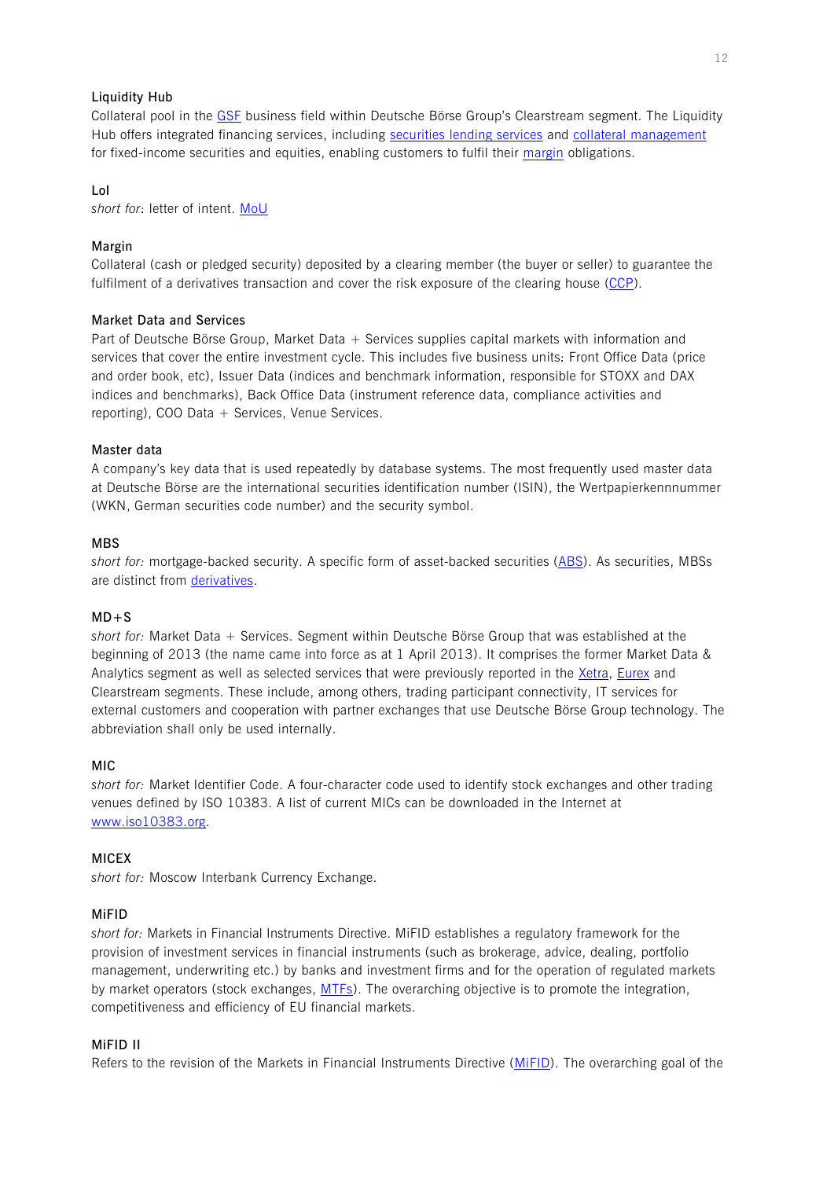**Liquidity Hub**

Collateral pool in the GSF business field within Deutsche Börse Group's Clearstream segment. The Liquidity Hub offers integrated financing services, including securities lending services and collateral management for fixed-income securities and equities, enabling customers to fulfil their margin obligations.

**LoI**

*short for*: letter of intent. MoU

**Margin**

Collateral (cash or pledged security) deposited by a clearing member (the buyer or seller) to guarantee the fulfilment of a derivatives transaction and cover the risk exposure of the clearing house (CCP).

**Market Data and Services**

Part of Deutsche Börse Group, Market Data + Services supplies capital markets with information and services that cover the entire investment cycle. This includes five business units: Front Office Data (price and order book, etc), Issuer Data (indices and benchmark information, responsible for STOXX and DAX indices and benchmarks), Back Office Data (instrument reference data, compliance activities and reporting), COO Data + Services, Venue Services.

**Master data**

A company's key data that is used repeatedly by database systems. The most frequently used master data at Deutsche Börse are the international securities identification number (ISIN), the Wertpapierkennnummer (WKN, German securities code number) and the security symbol.

**MBS**

*short for:* mortgage-backed security. A specific form of asset-backed securities (ABS). As securities, MBSs are distinct from derivatives.

**MD+S**

*short for:* Market Data + Services. Segment within Deutsche Börse Group that was established at the beginning of 2013 (the name came into force as at 1 April 2013). It comprises the former Market Data & Analytics segment as well as selected services that were previously reported in the Xetra, Eurex and Clearstream segments. These include, among others, trading participant connectivity, IT services for external customers and cooperation with partner exchanges that use Deutsche Börse Group technology. The abbreviation shall only be used internally.

**MIC**

*short for:* Market Identifier Code. A four-character code used to identify stock exchanges and other trading venues defined by ISO 10383. A list of current MICs can be downloaded in the Internet at www.iso10383.org.

**MICEX**

*short for:* Moscow Interbank Currency Exchange.

**MiFID**

*short for:* Markets in Financial Instruments Directive. MiFID establishes a regulatory framework for the provision of investment services in financial instruments (such as brokerage, advice, dealing, portfolio management, underwriting etc.) by banks and investment firms and for the operation of regulated markets by market operators (stock exchanges, MTFs). The overarching objective is to promote the integration, competitiveness and efficiency of EU financial markets.

**MiFID II**

Refers to the revision of the Markets in Financial Instruments Directive (MiFID). The overarching goal of the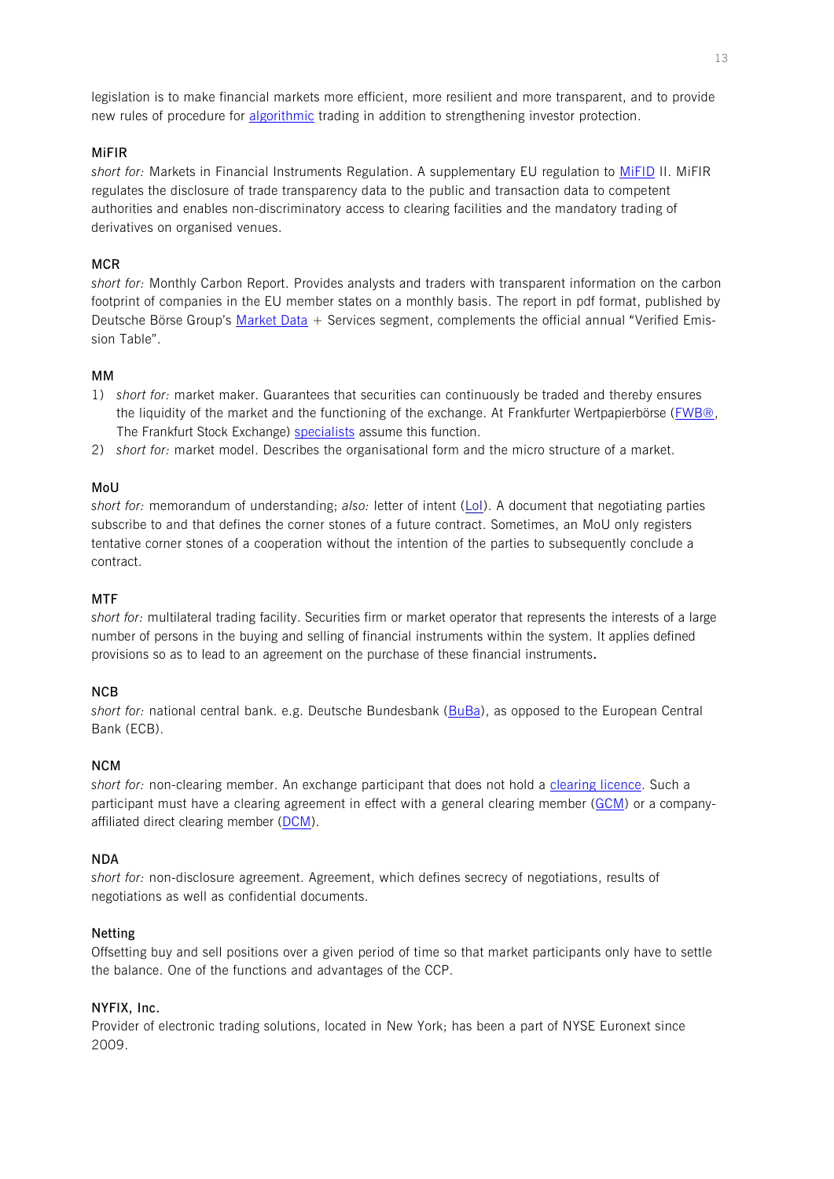legislation is to make financial markets more efficient, more resilient and more transparent, and to provide new rules of procedure for algorithmic trading in addition to strengthening investor protection.

### MiFIR

*short for:* Markets in Financial Instruments Regulation. A supplementary EU regulation to MiFID II. MiFIR regulates the disclosure of trade transparency data to the public and transaction data to competent authorities and enables non-discriminatory access to clearing facilities and the mandatory trading of derivatives on organised venues.

### MCR

*short for:* Monthly Carbon Report. Provides analysts and traders with transparent information on the carbon footprint of companies in the EU member states on a monthly basis. The report in pdf format, published by Deutsche Börse Group's Market Data + Services segment, complements the official annual "Verified Emission Table".

### MM

1) *short for:* market maker. Guarantees that securities can continuously be traded and thereby ensures the liquidity of the market and the functioning of the exchange. At Frankfurter Wertpapierbörse (FWB®, The Frankfurt Stock Exchange) specialists assume this function.
2) *short for:* market model. Describes the organisational form and the micro structure of a market.

### MoU

*short for:* memorandum of understanding; *also:* letter of intent (LoI). A document that negotiating parties subscribe to and that defines the corner stones of a future contract. Sometimes, an MoU only registers tentative corner stones of a cooperation without the intention of the parties to subsequently conclude a contract.

### MTF

*short for:* multilateral trading facility. Securities firm or market operator that represents the interests of a large number of persons in the buying and selling of financial instruments within the system. It applies defined provisions so as to lead to an agreement on the purchase of these financial instruments.

### NCB

*short for:* national central bank. e.g. Deutsche Bundesbank (BuBa), as opposed to the European Central Bank (ECB).

### NCM

*short for:* non-clearing member. An exchange participant that does not hold a clearing licence. Such a participant must have a clearing agreement in effect with a general clearing member (GCM) or a company-affiliated direct clearing member (DCM).

### NDA

*short for:* non-disclosure agreement. Agreement, which defines secrecy of negotiations, results of negotiations as well as confidential documents.

### Netting

Offsetting buy and sell positions over a given period of time so that market participants only have to settle the balance. One of the functions and advantages of the CCP.

### NYFIX, Inc.

Provider of electronic trading solutions, located in New York; has been a part of NYSE Euronext since 2009.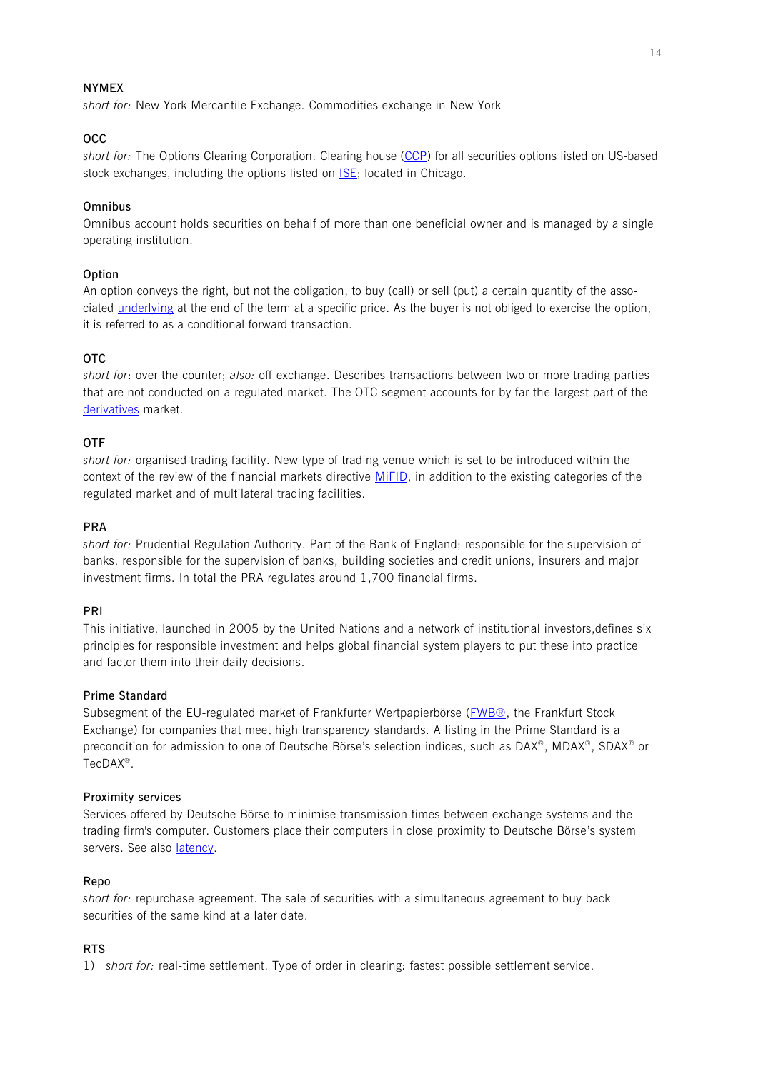**NYMEX**

*short for:* New York Mercantile Exchange. Commodities exchange in New York

**OCC**

*short for:* The Options Clearing Corporation. Clearing house (CCP) for all securities options listed on US-based stock exchanges, including the options listed on ISE; located in Chicago.

**Omnibus**

Omnibus account holds securities on behalf of more than one beneficial owner and is managed by a single operating institution.

**Option**

An option conveys the right, but not the obligation, to buy (call) or sell (put) a certain quantity of the associated underlying at the end of the term at a specific price. As the buyer is not obliged to exercise the option, it is referred to as a conditional forward transaction.

**OTC**

*short for*: over the counter; *also:* off-exchange. Describes transactions between two or more trading parties that are not conducted on a regulated market. The OTC segment accounts for by far the largest part of the derivatives market.

**OTF**

*short for:* organised trading facility. New type of trading venue which is set to be introduced within the context of the review of the financial markets directive MiFID, in addition to the existing categories of the regulated market and of multilateral trading facilities.

**PRA**

*short for:* Prudential Regulation Authority. Part of the Bank of England; responsible for the supervision of banks, responsible for the supervision of banks, building societies and credit unions, insurers and major investment firms. In total the PRA regulates around 1,700 financial firms.

**PRI**

This initiative, launched in 2005 by the United Nations and a network of institutional investors,defines six principles for responsible investment and helps global financial system players to put these into practice and factor them into their daily decisions.

**Prime Standard**

Subsegment of the EU-regulated market of Frankfurter Wertpapierbörse (FWB®, the Frankfurt Stock Exchange) for companies that meet high transparency standards. A listing in the Prime Standard is a precondition for admission to one of Deutsche Börse's selection indices, such as DAX®, MDAX®, SDAX® or TecDAX®.

**Proximity services**

Services offered by Deutsche Börse to minimise transmission times between exchange systems and the trading firm's computer. Customers place their computers in close proximity to Deutsche Börse's system servers. See also latency.

**Repo**

*short for:* repurchase agreement. The sale of securities with a simultaneous agreement to buy back securities of the same kind at a later date.

**RTS**

1) *short for:* real-time settlement. Type of order in clearing: fastest possible settlement service.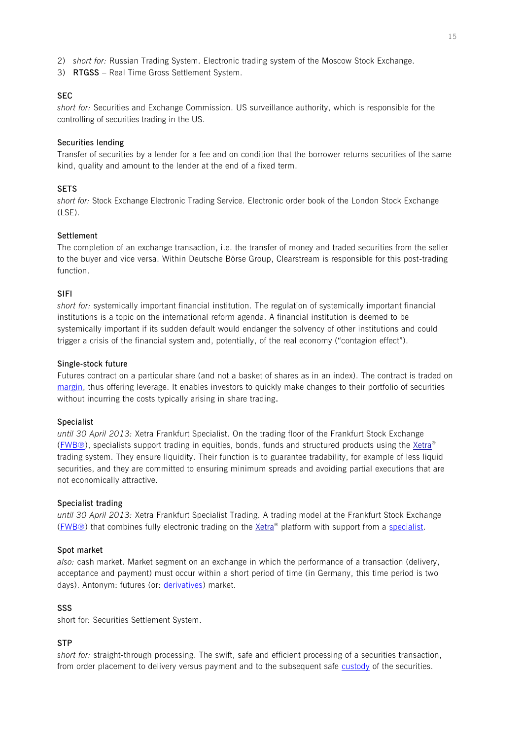2) *short for:* Russian Trading System. Electronic trading system of the Moscow Stock Exchange.
3) **RTGSS** – Real Time Gross Settlement System.

**SEC**

*short for:* Securities and Exchange Commission. US surveillance authority, which is responsible for the controlling of securities trading in the US.

**Securities lending**

Transfer of securities by a lender for a fee and on condition that the borrower returns securities of the same kind, quality and amount to the lender at the end of a fixed term.

**SETS**

*short for:* Stock Exchange Electronic Trading Service. Electronic order book of the London Stock Exchange (LSE).

**Settlement**

The completion of an exchange transaction, i.e. the transfer of money and traded securities from the seller to the buyer and vice versa. Within Deutsche Börse Group, Clearstream is responsible for this post-trading function.

**SIFI**

*short for:* systemically important financial institution. The regulation of systemically important financial institutions is a topic on the international reform agenda. A financial institution is deemed to be systemically important if its sudden default would endanger the solvency of other institutions and could trigger a crisis of the financial system and, potentially, of the real economy ("contagion effect").

**Single-stock future**

Futures contract on a particular share (and not a basket of shares as in an index). The contract is traded on margin, thus offering leverage. It enables investors to quickly make changes to their portfolio of securities without incurring the costs typically arising in share trading.

**Specialist**

*until 30 April 2013:* Xetra Frankfurt Specialist. On the trading floor of the Frankfurt Stock Exchange (FWB®), specialists support trading in equities, bonds, funds and structured products using the Xetra® trading system. They ensure liquidity. Their function is to guarantee tradability, for example of less liquid securities, and they are committed to ensuring minimum spreads and avoiding partial executions that are not economically attractive.

**Specialist trading**

*until 30 April 2013:* Xetra Frankfurt Specialist Trading. A trading model at the Frankfurt Stock Exchange (FWB®) that combines fully electronic trading on the Xetra® platform with support from a specialist.

**Spot market**

*also:* cash market. Market segment on an exchange in which the performance of a transaction (delivery, acceptance and payment) must occur within a short period of time (in Germany, this time period is two days). Antonym: futures (or: derivatives) market.

**SSS**

short for: Securities Settlement System.

**STP**

*short for:* straight-through processing. The swift, safe and efficient processing of a securities transaction, from order placement to delivery versus payment and to the subsequent safe custody of the securities.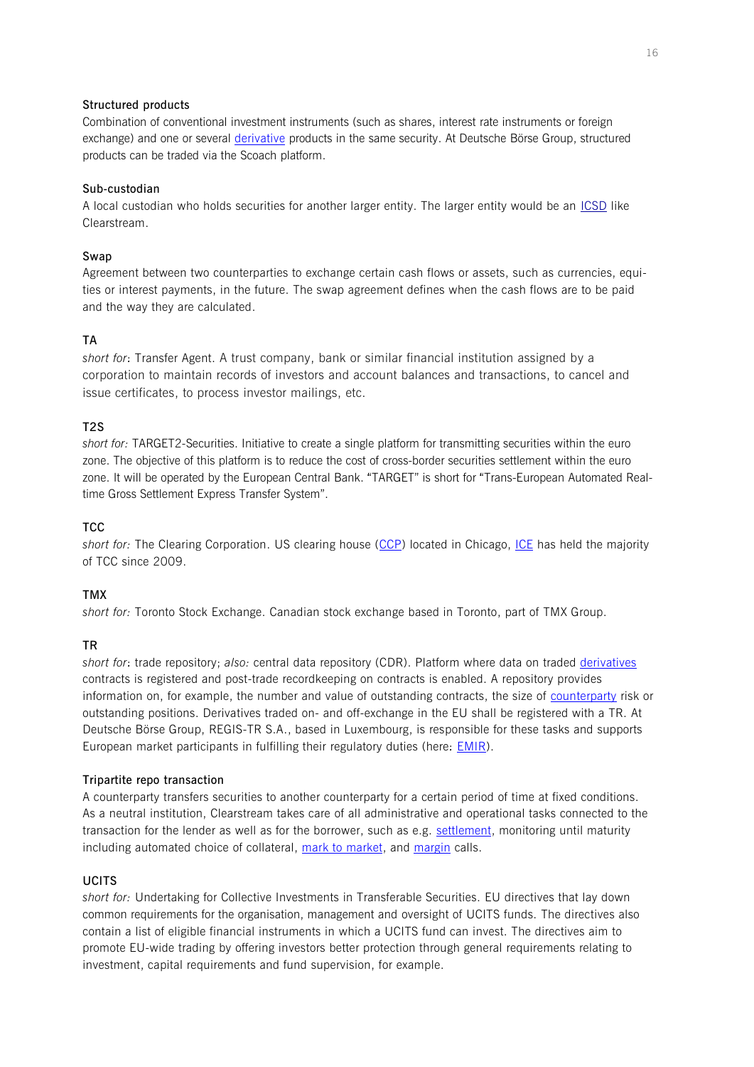**Structured products**

Combination of conventional investment instruments (such as shares, interest rate instruments or foreign exchange) and one or several derivative products in the same security. At Deutsche Börse Group, structured products can be traded via the Scoach platform.

**Sub-custodian**

A local custodian who holds securities for another larger entity. The larger entity would be an ICSD like Clearstream.

**Swap**

Agreement between two counterparties to exchange certain cash flows or assets, such as currencies, equities or interest payments, in the future. The swap agreement defines when the cash flows are to be paid and the way they are calculated.

**TA**

*short for*: Transfer Agent. A trust company, bank or similar financial institution assigned by a corporation to maintain records of investors and account balances and transactions, to cancel and issue certificates, to process investor mailings, etc.

**T2S**

*short for:* TARGET2-Securities. Initiative to create a single platform for transmitting securities within the euro zone. The objective of this platform is to reduce the cost of cross-border securities settlement within the euro zone. It will be operated by the European Central Bank. "TARGET" is short for "Trans-European Automated Real-time Gross Settlement Express Transfer System".

**TCC**

*short for:* The Clearing Corporation. US clearing house (CCP) located in Chicago, ICE has held the majority of TCC since 2009.

**TMX**

*short for:* Toronto Stock Exchange. Canadian stock exchange based in Toronto, part of TMX Group.

**TR**

*short for*: trade repository; *also:* central data repository (CDR). Platform where data on traded derivatives contracts is registered and post-trade recordkeeping on contracts is enabled. A repository provides information on, for example, the number and value of outstanding contracts, the size of counterparty risk or outstanding positions. Derivatives traded on- and off-exchange in the EU shall be registered with a TR. At Deutsche Börse Group, REGIS-TR S.A., based in Luxembourg, is responsible for these tasks and supports European market participants in fulfilling their regulatory duties (here: EMIR).

**Tripartite repo transaction**

A counterparty transfers securities to another counterparty for a certain period of time at fixed conditions. As a neutral institution, Clearstream takes care of all administrative and operational tasks connected to the transaction for the lender as well as for the borrower, such as e.g. settlement, monitoring until maturity including automated choice of collateral, mark to market, and margin calls.

**UCITS**

*short for:* Undertaking for Collective Investments in Transferable Securities. EU directives that lay down common requirements for the organisation, management and oversight of UCITS funds. The directives also contain a list of eligible financial instruments in which a UCITS fund can invest. The directives aim to promote EU-wide trading by offering investors better protection through general requirements relating to investment, capital requirements and fund supervision, for example.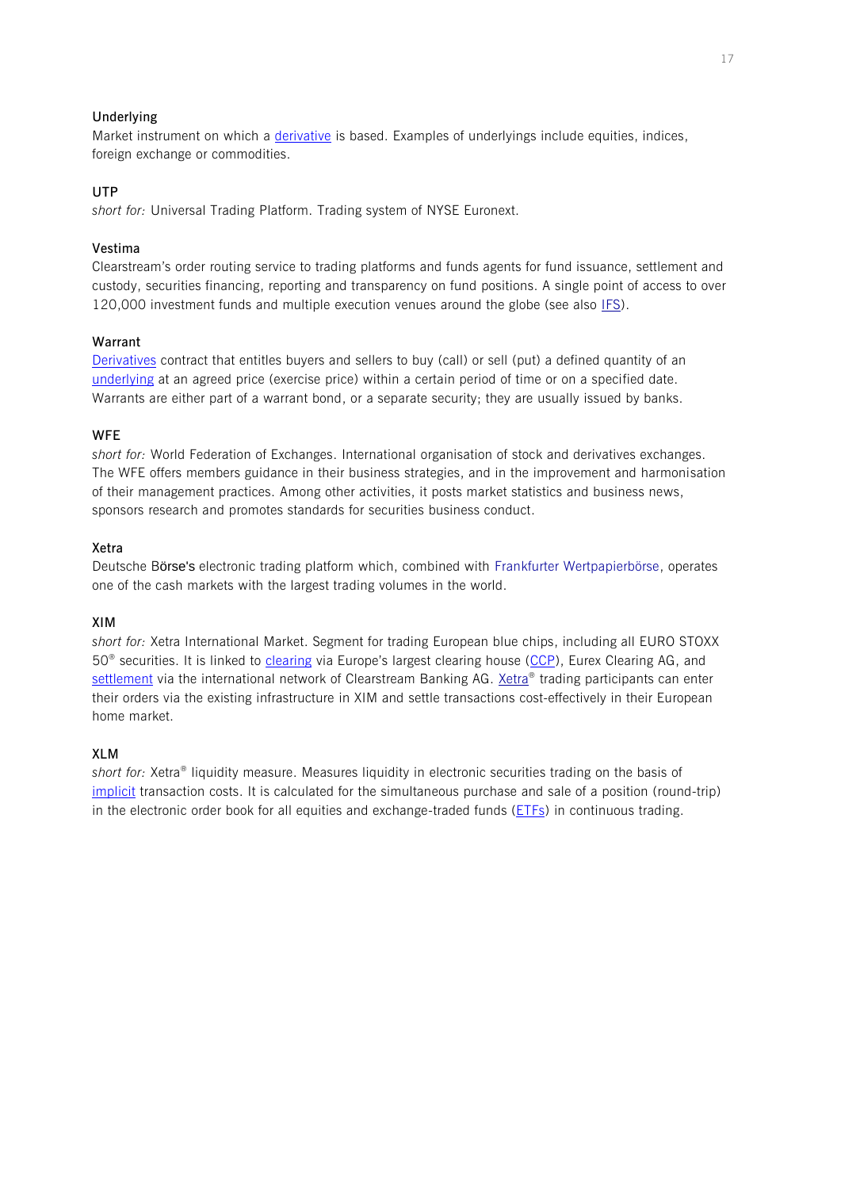**Underlying**

Market instrument on which a derivative is based. Examples of underlyings include equities, indices, foreign exchange or commodities.

**UTP**

*short for:* Universal Trading Platform. Trading system of NYSE Euronext.

**Vestima**

Clearstream's order routing service to trading platforms and funds agents for fund issuance, settlement and custody, securities financing, reporting and transparency on fund positions. A single point of access to over 120,000 investment funds and multiple execution venues around the globe (see also IFS).

**Warrant**

Derivatives contract that entitles buyers and sellers to buy (call) or sell (put) a defined quantity of an underlying at an agreed price (exercise price) within a certain period of time or on a specified date. Warrants are either part of a warrant bond, or a separate security; they are usually issued by banks.

**WFE**

*short for:* World Federation of Exchanges. International organisation of stock and derivatives exchanges. The WFE offers members guidance in their business strategies, and in the improvement and harmonisation of their management practices. Among other activities, it posts market statistics and business news, sponsors research and promotes standards for securities business conduct.

**Xetra**

Deutsche Börse's electronic trading platform which, combined with Frankfurter Wertpapierbörse, operates one of the cash markets with the largest trading volumes in the world.

**XIM**

*short for:* Xetra International Market. Segment for trading European blue chips, including all EURO STOXX 50® securities. It is linked to clearing via Europe's largest clearing house (CCP), Eurex Clearing AG, and settlement via the international network of Clearstream Banking AG. Xetra® trading participants can enter their orders via the existing infrastructure in XIM and settle transactions cost-effectively in their European home market.

**XLM**

*short for:* Xetra® liquidity measure. Measures liquidity in electronic securities trading on the basis of implicit transaction costs. It is calculated for the simultaneous purchase and sale of a position (round-trip) in the electronic order book for all equities and exchange-traded funds (ETFs) in continuous trading.